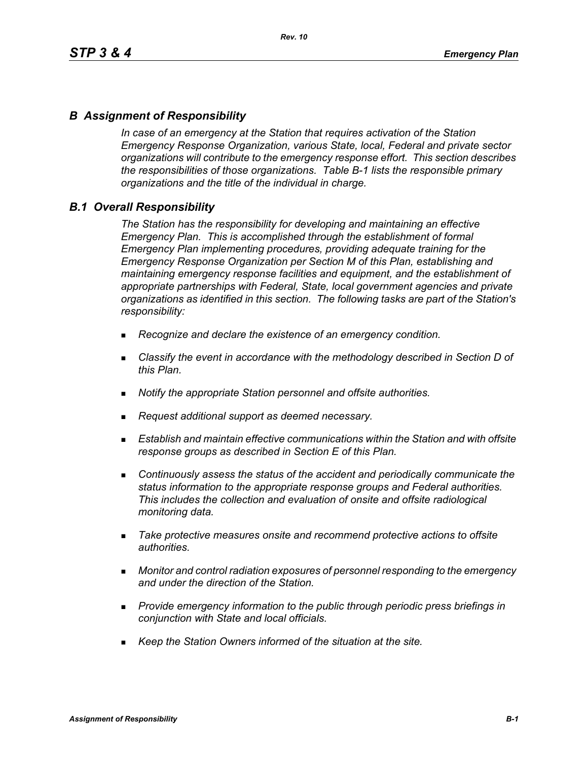# B Assignment of Responsibility

*In case of an emergency at the Station that requires activation of the Station Emergency Response Organization, various State, local, Federal and private sector organizations will contribute to the emergency response effort. This section describes the responsibilities of those organizations. Table B-1 lists the responsible primary organizations and the title of the individual in charge.*

## B.1 Overall Responsibility

*The Station has the responsibility for developing and maintaining an effective Emergency Plan. This is accomplished through the establishment of formal Emergency Plan implementing procedures, providing adequate training for the Emergency Response Organization per Section M of this Plan, establishing and maintaining emergency response facilities and equipment, and the establishment of appropriate partnerships with Federal, State, local government agencies and private organizations as identified in this section. The following tasks are part of the Station's responsibility:*

- *Recognize and declare the existence of an emergency condition.*
- *Classify the event in accordance with the methodology described in Section D of this Plan.*
- *Notify the appropriate Station personnel and offsite authorities.*
- *Request additional support as deemed necessary.*
- *Establish and maintain effective communications within the Station and with offsite response groups as described in Section E of this Plan.*
- *Continuously assess the status of the accident and periodically communicate the status information to the appropriate response groups and Federal authorities. This includes the collection and evaluation of onsite and offsite radiological monitoring data.*
- *Take protective measures onsite and recommend protective actions to offsite authorities.*
- *Monitor and control radiation exposures of personnel responding to the emergency and under the direction of the Station.*
- *Provide emergency information to the public through periodic press briefings in conjunction with State and local officials.*
- *Keep the Station Owners informed of the situation at the site.*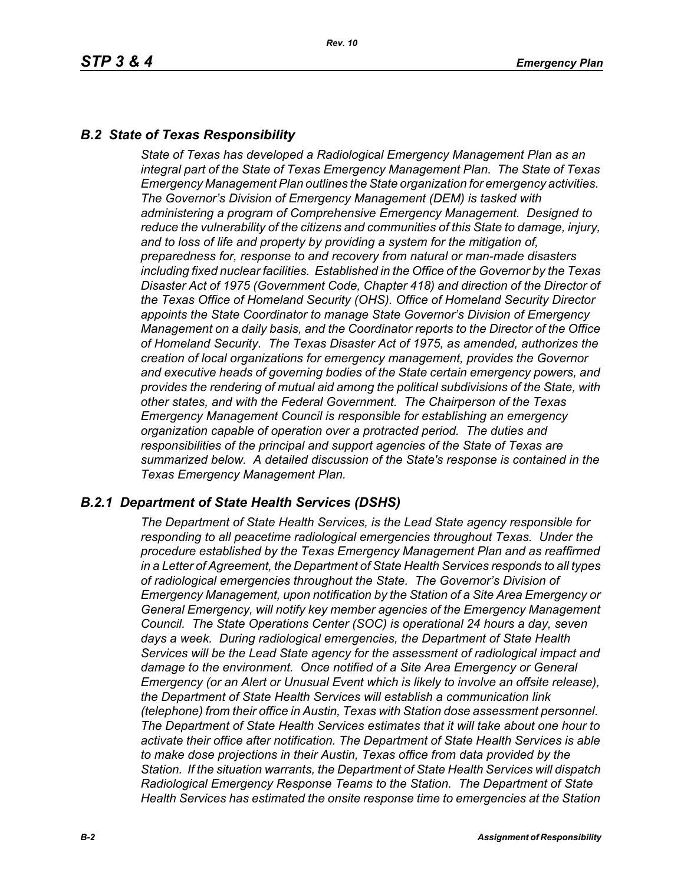## *B.2 State of Texas Responsibility*

*State of Texas has developed a Radiological Emergency Management Plan as an integral part of the State of Texas Emergency Management Plan. The State of Texas Emergency Management Plan outlines the State organization for emergency activities. The Governor's Division of Emergency Management (DEM) is tasked with administering a program of Comprehensive Emergency Management. Designed to reduce the vulnerability of the citizens and communities of this State to damage, injury, and to loss of life and property by providing a system for the mitigation of, preparedness for, response to and recovery from natural or man-made disasters including fixed nuclear facilities. Established in the Office of the Governor by the Texas Disaster Act of 1975 (Government Code, Chapter 418) and direction of the Director of the Texas Office of Homeland Security (OHS). Office of Homeland Security Director appoints the State Coordinator to manage State Governor's Division of Emergency Management on a daily basis, and the Coordinator reports to the Director of the Office of Homeland Security. The Texas Disaster Act of 1975, as amended, authorizes the creation of local organizations for emergency management, provides the Governor and executive heads of governing bodies of the State certain emergency powers, and provides the rendering of mutual aid among the political subdivisions of the State, with other states, and with the Federal Government. The Chairperson of the Texas Emergency Management Council is responsible for establishing an emergency organization capable of operation over a protracted period. The duties and responsibilities of the principal and support agencies of the State of Texas are summarized below. A detailed discussion of the State's response is contained in the Texas Emergency Management Plan.*

## *B.2.1 Department of State Health Services (DSHS)*

*The Department of State Health Services, is the Lead State agency responsible for responding to all peacetime radiological emergencies throughout Texas. Under the procedure established by the Texas Emergency Management Plan and as reaffirmed in a Letter of Agreement, the Department of State Health Services responds to all types of radiological emergencies throughout the State. The Governor's Division of Emergency Management, upon notification by the Station of a Site Area Emergency or General Emergency, will notify key member agencies of the Emergency Management Council. The State Operations Center (SOC) is operational 24 hours a day, seven days a week. During radiological emergencies, the Department of State Health Services will be the Lead State agency for the assessment of radiological impact and damage to the environment. Once notified of a Site Area Emergency or General Emergency (or an Alert or Unusual Event which is likely to involve an offsite release), the Department of State Health Services will establish a communication link (telephone) from their office in Austin, Texas with Station dose assessment personnel. The Department of State Health Services estimates that it will take about one hour to activate their office after notification. The Department of State Health Services is able to make dose projections in their Austin, Texas office from data provided by the Station. If the situation warrants, the Department of State Health Services will dispatch Radiological Emergency Response Teams to the Station. The Department of State Health Services has estimated the onsite response time to emergencies at the Station*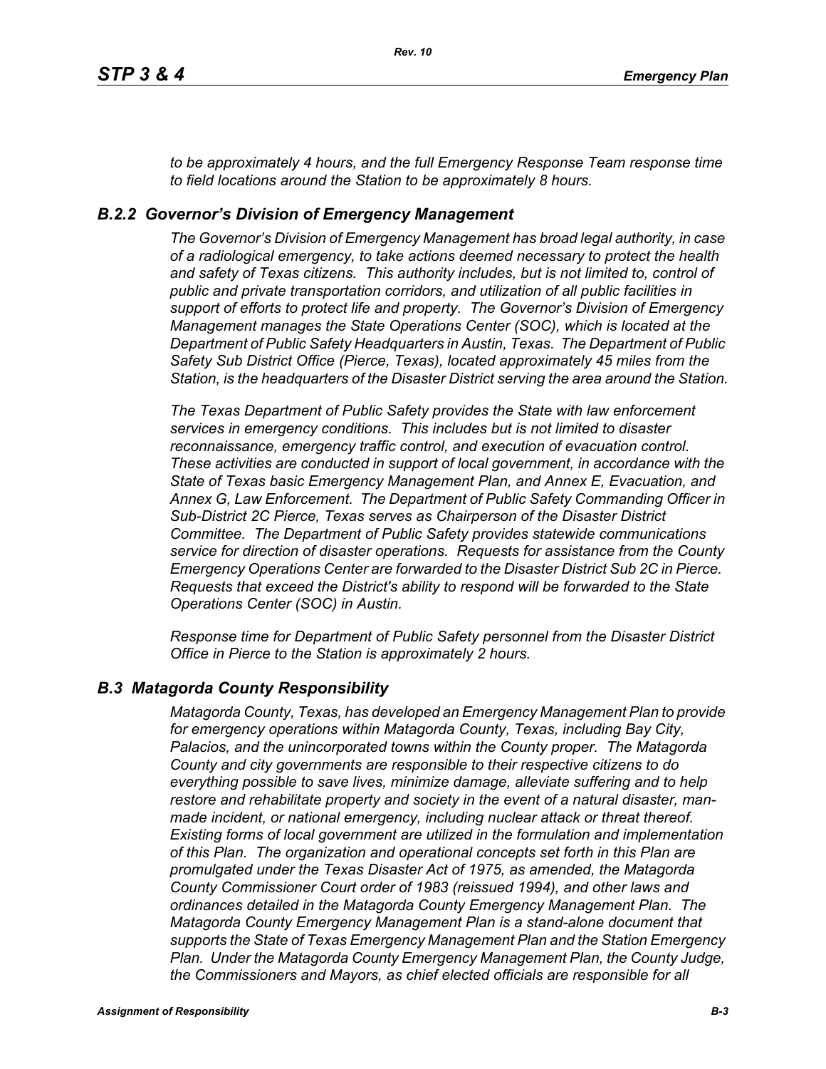*to be approximately 4 hours, and the full Emergency Response Team response time to field locations around the Station to be approximately 8 hours.*

### *B.2.2 Governor's Division of Emergency Management*

*The Governor's Division of Emergency Management has broad legal authority, in case of a radiological emergency, to take actions deemed necessary to protect the health and safety of Texas citizens. This authority includes, but is not limited to, control of public and private transportation corridors, and utilization of all public facilities in support of efforts to protect life and property. The Governor's Division of Emergency Management manages the State Operations Center (SOC), which is located at the Department of Public Safety Headquarters in Austin, Texas. The Department of Public Safety Sub District Office (Pierce, Texas), located approximately 45 miles from the Station, is the headquarters of the Disaster District serving the area around the Station.*

*The Texas Department of Public Safety provides the State with law enforcement services in emergency conditions. This includes but is not limited to disaster reconnaissance, emergency traffic control, and execution of evacuation control. These activities are conducted in support of local government, in accordance with the State of Texas basic Emergency Management Plan, and Annex E, Evacuation, and Annex G, Law Enforcement. The Department of Public Safety Commanding Officer in Sub-District 2C Pierce, Texas serves as Chairperson of the Disaster District Committee. The Department of Public Safety provides statewide communications service for direction of disaster operations. Requests for assistance from the County Emergency Operations Center are forwarded to the Disaster District Sub 2C in Pierce. Requests that exceed the District's ability to respond will be forwarded to the State Operations Center (SOC) in Austin.*

*Response time for Department of Public Safety personnel from the Disaster District Office in Pierce to the Station is approximately 2 hours.*

## *B.3 Matagorda County Responsibility*

*Matagorda County, Texas, has developed an Emergency Management Plan to provide for emergency operations within Matagorda County, Texas, including Bay City, Palacios, and the unincorporated towns within the County proper. The Matagorda County and city governments are responsible to their respective citizens to do everything possible to save lives, minimize damage, alleviate suffering and to help restore and rehabilitate property and society in the event of a natural disaster, man-made incident, or national emergency, including nuclear attack or threat thereof. Existing forms of local government are utilized in the formulation and implementation of this Plan. The organization and operational concepts set forth in this Plan are promulgated under the Texas Disaster Act of 1975, as amended, the Matagorda County Commissioner Court order of 1983 (reissued 1994), and other laws and ordinances detailed in the Matagorda County Emergency Management Plan. The Matagorda County Emergency Management Plan is a stand-alone document that supports the State of Texas Emergency Management Plan and the Station Emergency Plan. Under the Matagorda County Emergency Management Plan, the County Judge, the Commissioners and Mayors, as chief elected officials are responsible for all*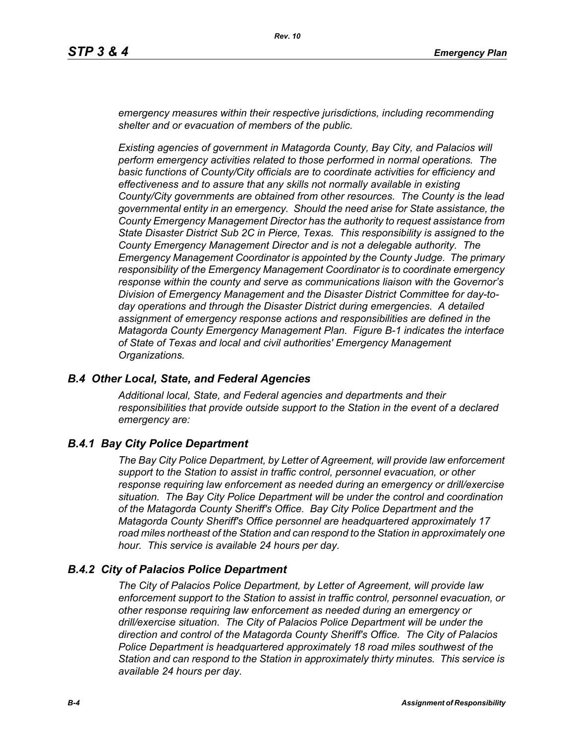*emergency measures within their respective jurisdictions, including recommending shelter and or evacuation of members of the public.*

*Existing agencies of government in Matagorda County, Bay City, and Palacios will perform emergency activities related to those performed in normal operations. The basic functions of County/City officials are to coordinate activities for efficiency and effectiveness and to assure that any skills not normally available in existing County/City governments are obtained from other resources. The County is the lead governmental entity in an emergency. Should the need arise for State assistance, the County Emergency Management Director has the authority to request assistance from State Disaster District Sub 2C in Pierce, Texas. This responsibility is assigned to the County Emergency Management Director and is not a delegable authority. The Emergency Management Coordinator is appointed by the County Judge. The primary responsibility of the Emergency Management Coordinator is to coordinate emergency response within the county and serve as communications liaison with the Governor's Division of Emergency Management and the Disaster District Committee for day-to-day operations and through the Disaster District during emergencies. A detailed assignment of emergency response actions and responsibilities are defined in the Matagorda County Emergency Management Plan. Figure B-1 indicates the interface of State of Texas and local and civil authorities' Emergency Management Organizations.*

## *B.4 Other Local, State, and Federal Agencies*

*Additional local, State, and Federal agencies and departments and their responsibilities that provide outside support to the Station in the event of a declared emergency are:*

### *B.4.1 Bay City Police Department*

*The Bay City Police Department, by Letter of Agreement, will provide law enforcement support to the Station to assist in traffic control, personnel evacuation, or other response requiring law enforcement as needed during an emergency or drill/exercise situation. The Bay City Police Department will be under the control and coordination of the Matagorda County Sheriff's Office. Bay City Police Department and the Matagorda County Sheriff's Office personnel are headquartered approximately 17 road miles northeast of the Station and can respond to the Station in approximately one hour. This service is available 24 hours per day.*

### *B.4.2 City of Palacios Police Department*

*The City of Palacios Police Department, by Letter of Agreement, will provide law enforcement support to the Station to assist in traffic control, personnel evacuation, or other response requiring law enforcement as needed during an emergency or drill/exercise situation. The City of Palacios Police Department will be under the direction and control of the Matagorda County Sheriff's Office. The City of Palacios Police Department is headquartered approximately 18 road miles southwest of the Station and can respond to the Station in approximately thirty minutes. This service is available 24 hours per day.*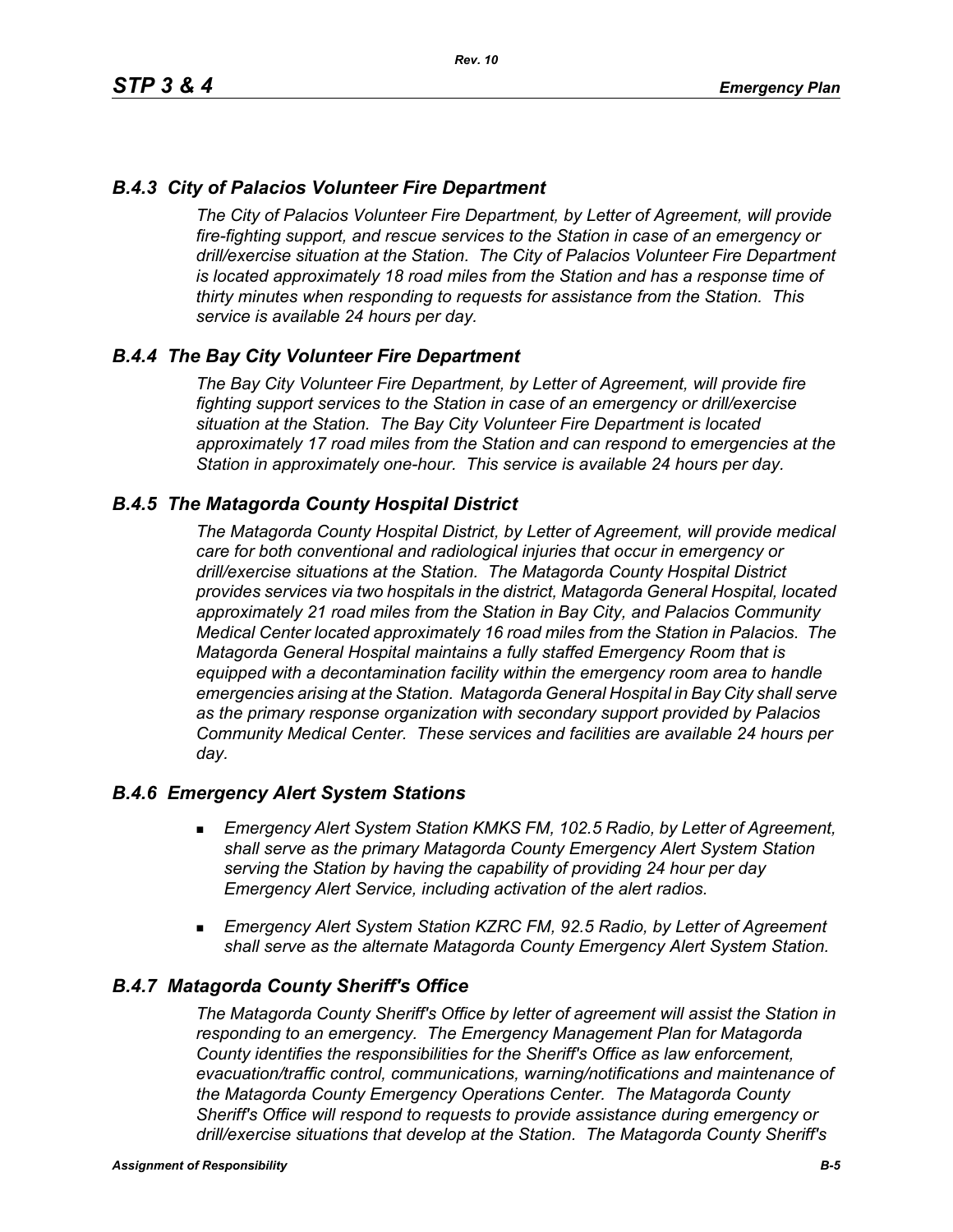### *B.4.3 City of Palacios Volunteer Fire Department*

*The City of Palacios Volunteer Fire Department, by Letter of Agreement, will provide fire-fighting support, and rescue services to the Station in case of an emergency or drill/exercise situation at the Station. The City of Palacios Volunteer Fire Department is located approximately 18 road miles from the Station and has a response time of thirty minutes when responding to requests for assistance from the Station. This service is available 24 hours per day.*

### *B.4.4 The Bay City Volunteer Fire Department*

*The Bay City Volunteer Fire Department, by Letter of Agreement, will provide fire fighting support services to the Station in case of an emergency or drill/exercise situation at the Station. The Bay City Volunteer Fire Department is located approximately 17 road miles from the Station and can respond to emergencies at the Station in approximately one-hour. This service is available 24 hours per day.*

### *B.4.5 The Matagorda County Hospital District*

*The Matagorda County Hospital District, by Letter of Agreement, will provide medical care for both conventional and radiological injuries that occur in emergency or drill/exercise situations at the Station. The Matagorda County Hospital District provides services via two hospitals in the district, Matagorda General Hospital, located approximately 21 road miles from the Station in Bay City, and Palacios Community Medical Center located approximately 16 road miles from the Station in Palacios. The Matagorda General Hospital maintains a fully staffed Emergency Room that is equipped with a decontamination facility within the emergency room area to handle emergencies arising at the Station. Matagorda General Hospital in Bay City shall serve as the primary response organization with secondary support provided by Palacios Community Medical Center. These services and facilities are available 24 hours per day.*

### *B.4.6 Emergency Alert System Stations*

- *Emergency Alert System Station KMKS FM, 102.5 Radio, by Letter of Agreement, shall serve as the primary Matagorda County Emergency Alert System Station serving the Station by having the capability of providing 24 hour per day Emergency Alert Service, including activation of the alert radios.*
- *Emergency Alert System Station KZRC FM, 92.5 Radio, by Letter of Agreement shall serve as the alternate Matagorda County Emergency Alert System Station.*

### *B.4.7 Matagorda County Sheriff's Office*

*The Matagorda County Sheriff's Office by letter of agreement will assist the Station in responding to an emergency. The Emergency Management Plan for Matagorda County identifies the responsibilities for the Sheriff's Office as law enforcement, evacuation/traffic control, communications, warning/notifications and maintenance of the Matagorda County Emergency Operations Center. The Matagorda County Sheriff's Office will respond to requests to provide assistance during emergency or drill/exercise situations that develop at the Station. The Matagorda County Sheriff's*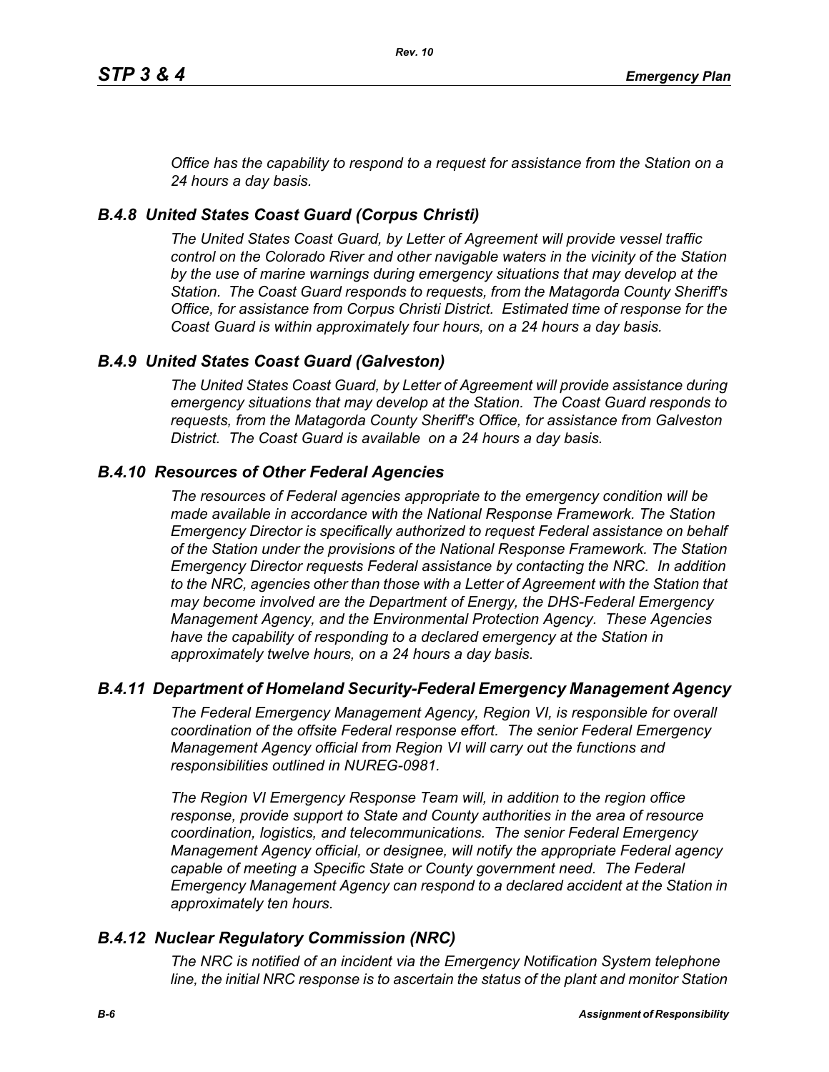*Office has the capability to respond to a request for assistance from the Station on a 24 hours a day basis.*

### *B.4.8 United States Coast Guard (Corpus Christi)*

*The United States Coast Guard, by Letter of Agreement will provide vessel traffic control on the Colorado River and other navigable waters in the vicinity of the Station by the use of marine warnings during emergency situations that may develop at the Station. The Coast Guard responds to requests, from the Matagorda County Sheriff's Office, for assistance from Corpus Christi District. Estimated time of response for the Coast Guard is within approximately four hours, on a 24 hours a day basis.*

### *B.4.9 United States Coast Guard (Galveston)*

*The United States Coast Guard, by Letter of Agreement will provide assistance during emergency situations that may develop at the Station. The Coast Guard responds to requests, from the Matagorda County Sheriff's Office, for assistance from Galveston District. The Coast Guard is available on a 24 hours a day basis.*

### *B.4.10 Resources of Other Federal Agencies*

*The resources of Federal agencies appropriate to the emergency condition will be made available in accordance with the National Response Framework. The Station Emergency Director is specifically authorized to request Federal assistance on behalf of the Station under the provisions of the National Response Framework. The Station Emergency Director requests Federal assistance by contacting the NRC. In addition to the NRC, agencies other than those with a Letter of Agreement with the Station that may become involved are the Department of Energy, the DHS-Federal Emergency Management Agency, and the Environmental Protection Agency. These Agencies have the capability of responding to a declared emergency at the Station in approximately twelve hours, on a 24 hours a day basis.*

### *B.4.11 Department of Homeland Security-Federal Emergency Management Agency*

*The Federal Emergency Management Agency, Region VI, is responsible for overall coordination of the offsite Federal response effort. The senior Federal Emergency Management Agency official from Region VI will carry out the functions and responsibilities outlined in NUREG-0981.*

*The Region VI Emergency Response Team will, in addition to the region office response, provide support to State and County authorities in the area of resource coordination, logistics, and telecommunications. The senior Federal Emergency Management Agency official, or designee, will notify the appropriate Federal agency capable of meeting a Specific State or County government need. The Federal Emergency Management Agency can respond to a declared accident at the Station in approximately ten hours.*

### *B.4.12 Nuclear Regulatory Commission (NRC)*

*The NRC is notified of an incident via the Emergency Notification System telephone line, the initial NRC response is to ascertain the status of the plant and monitor Station*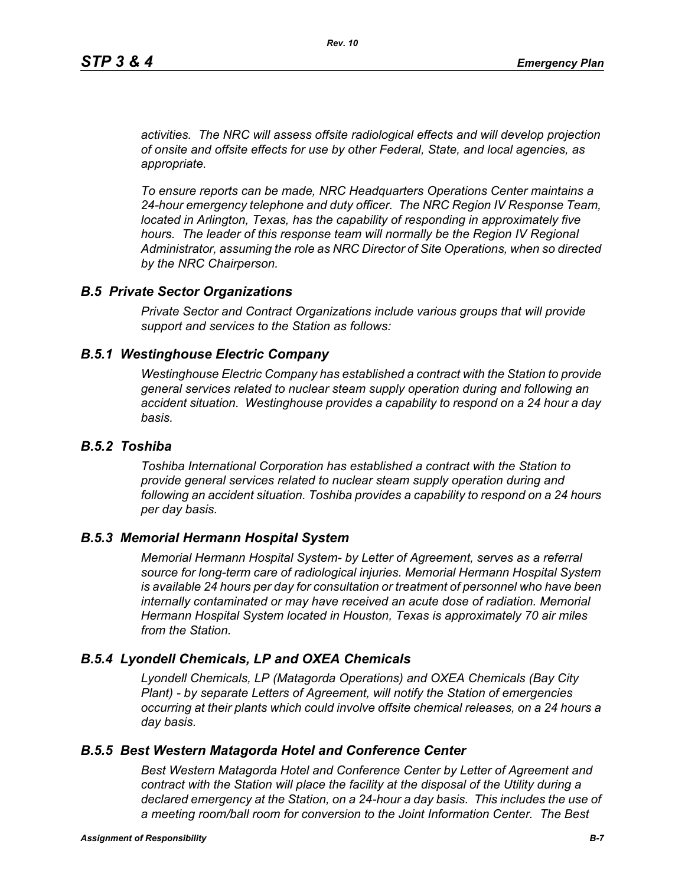*activities. The NRC will assess offsite radiological effects and will develop projection of onsite and offsite effects for use by other Federal, State, and local agencies, as appropriate.*

*To ensure reports can be made, NRC Headquarters Operations Center maintains a 24-hour emergency telephone and duty officer. The NRC Region IV Response Team, located in Arlington, Texas, has the capability of responding in approximately five hours. The leader of this response team will normally be the Region IV Regional Administrator, assuming the role as NRC Director of Site Operations, when so directed by the NRC Chairperson.*

## *B.5 Private Sector Organizations*

*Private Sector and Contract Organizations include various groups that will provide support and services to the Station as follows:*

### *B.5.1 Westinghouse Electric Company*

*Westinghouse Electric Company has established a contract with the Station to provide general services related to nuclear steam supply operation during and following an accident situation. Westinghouse provides a capability to respond on a 24 hour a day basis.*

### *B.5.2 Toshiba*

*Toshiba International Corporation has established a contract with the Station to provide general services related to nuclear steam supply operation during and following an accident situation. Toshiba provides a capability to respond on a 24 hours per day basis.*

### *B.5.3 Memorial Hermann Hospital System*

*Memorial Hermann Hospital System- by Letter of Agreement, serves as a referral source for long-term care of radiological injuries. Memorial Hermann Hospital System is available 24 hours per day for consultation or treatment of personnel who have been internally contaminated or may have received an acute dose of radiation. Memorial Hermann Hospital System located in Houston, Texas is approximately 70 air miles from the Station.*

### *B.5.4 Lyondell Chemicals, LP and OXEA Chemicals*

*Lyondell Chemicals, LP (Matagorda Operations) and OXEA Chemicals (Bay City Plant) - by separate Letters of Agreement, will notify the Station of emergencies occurring at their plants which could involve offsite chemical releases, on a 24 hours a day basis.*

### *B.5.5 Best Western Matagorda Hotel and Conference Center*

*Best Western Matagorda Hotel and Conference Center by Letter of Agreement and contract with the Station will place the facility at the disposal of the Utility during a declared emergency at the Station, on a 24-hour a day basis. This includes the use of a meeting room/ball room for conversion to the Joint Information Center. The Best*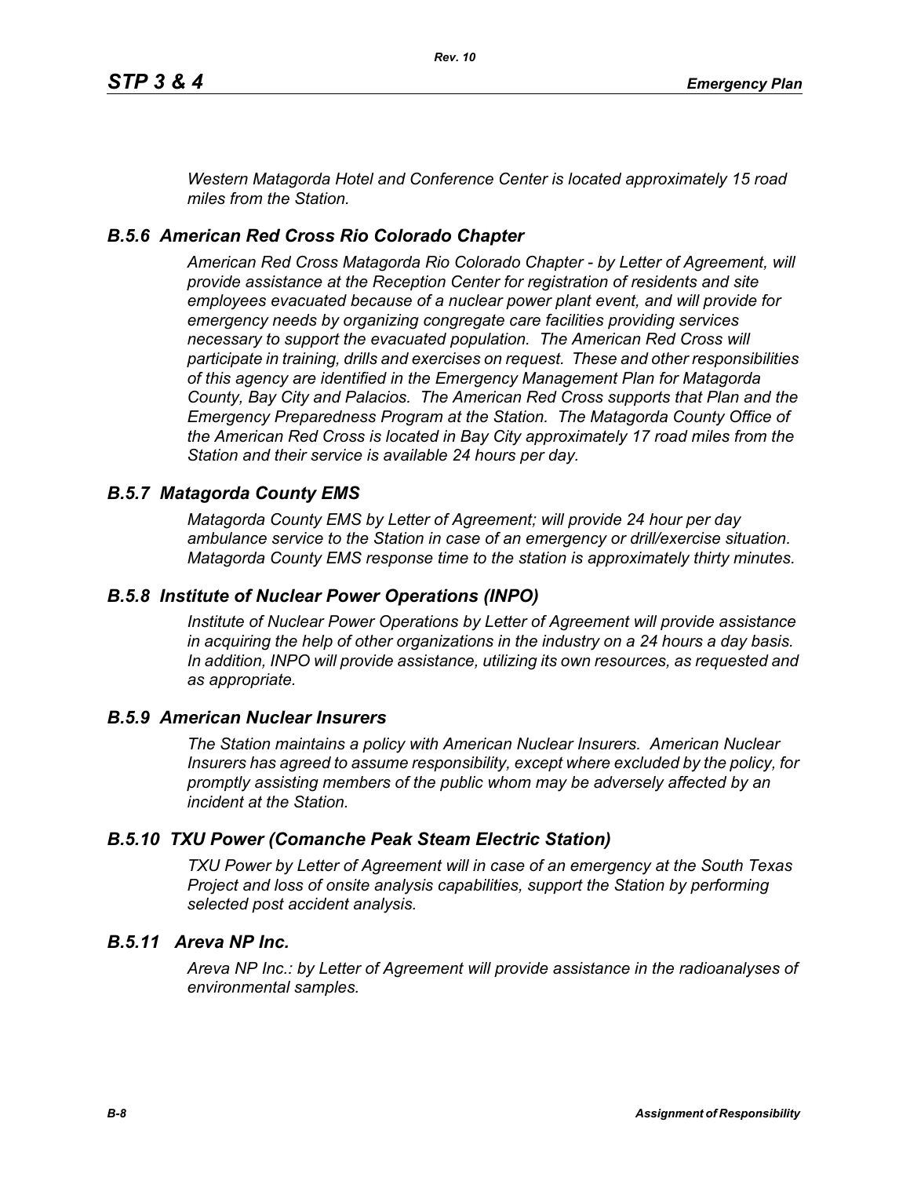*Western Matagorda Hotel and Conference Center is located approximately 15 road miles from the Station.*

### *B.5.6 American Red Cross Rio Colorado Chapter*

*American Red Cross Matagorda Rio Colorado Chapter - by Letter of Agreement, will provide assistance at the Reception Center for registration of residents and site employees evacuated because of a nuclear power plant event, and will provide for emergency needs by organizing congregate care facilities providing services necessary to support the evacuated population. The American Red Cross will participate in training, drills and exercises on request. These and other responsibilities of this agency are identified in the Emergency Management Plan for Matagorda County, Bay City and Palacios. The American Red Cross supports that Plan and the Emergency Preparedness Program at the Station. The Matagorda County Office of the American Red Cross is located in Bay City approximately 17 road miles from the Station and their service is available 24 hours per day.*

### *B.5.7 Matagorda County EMS*

*Matagorda County EMS by Letter of Agreement; will provide 24 hour per day ambulance service to the Station in case of an emergency or drill/exercise situation. Matagorda County EMS response time to the station is approximately thirty minutes.*

### *B.5.8 Institute of Nuclear Power Operations (INPO)*

*Institute of Nuclear Power Operations by Letter of Agreement will provide assistance in acquiring the help of other organizations in the industry on a 24 hours a day basis. In addition, INPO will provide assistance, utilizing its own resources, as requested and as appropriate.*

### *B.5.9 American Nuclear Insurers*

*The Station maintains a policy with American Nuclear Insurers. American Nuclear Insurers has agreed to assume responsibility, except where excluded by the policy, for promptly assisting members of the public whom may be adversely affected by an incident at the Station.*

### *B.5.10 TXU Power (Comanche Peak Steam Electric Station)*

*TXU Power by Letter of Agreement will in case of an emergency at the South Texas Project and loss of onsite analysis capabilities, support the Station by performing selected post accident analysis.*

### *B.5.11 Areva NP Inc.*

*Areva NP Inc.: by Letter of Agreement will provide assistance in the radioanalyses of environmental samples.*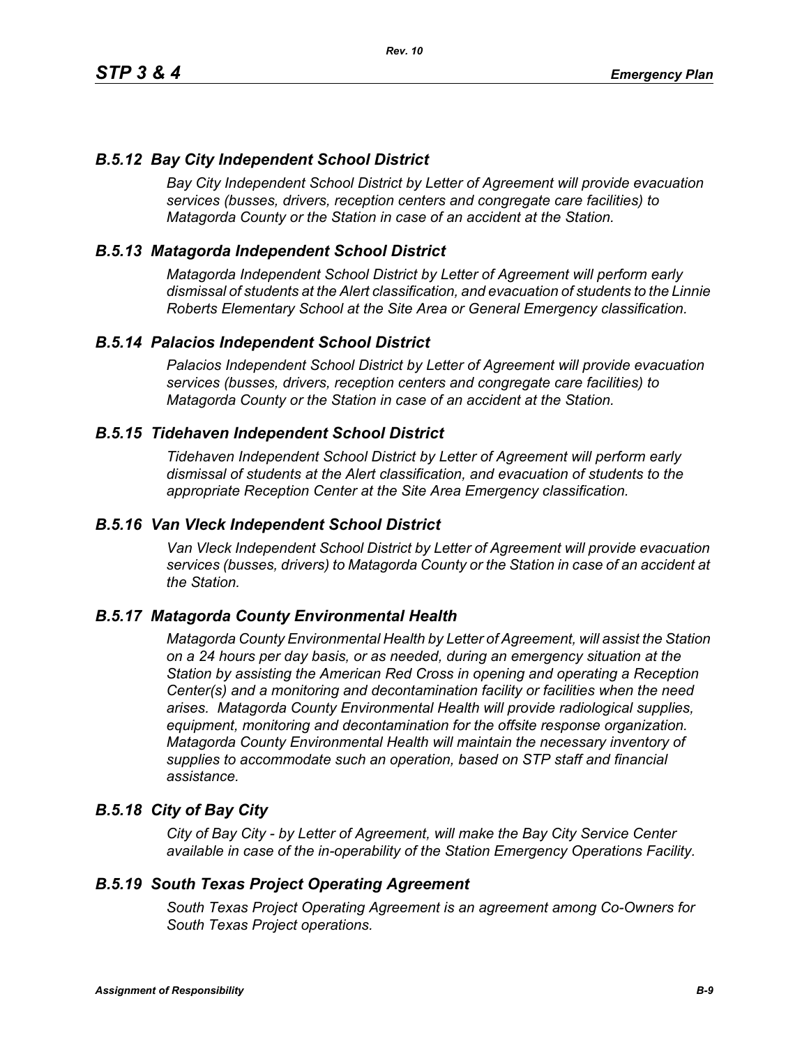### *B.5.12 Bay City Independent School District*

*Bay City Independent School District by Letter of Agreement will provide evacuation services (busses, drivers, reception centers and congregate care facilities) to Matagorda County or the Station in case of an accident at the Station.*

### *B.5.13 Matagorda Independent School District*

*Matagorda Independent School District by Letter of Agreement will perform early dismissal of students at the Alert classification, and evacuation of students to the Linnie Roberts Elementary School at the Site Area or General Emergency classification.*

### *B.5.14 Palacios Independent School District*

*Palacios Independent School District by Letter of Agreement will provide evacuation services (busses, drivers, reception centers and congregate care facilities) to Matagorda County or the Station in case of an accident at the Station.*

### *B.5.15 Tidehaven Independent School District*

*Tidehaven Independent School District by Letter of Agreement will perform early dismissal of students at the Alert classification, and evacuation of students to the appropriate Reception Center at the Site Area Emergency classification.*

### *B.5.16 Van Vleck Independent School District*

*Van Vleck Independent School District by Letter of Agreement will provide evacuation services (busses, drivers) to Matagorda County or the Station in case of an accident at the Station.*

### *B.5.17 Matagorda County Environmental Health*

*Matagorda County Environmental Health by Letter of Agreement, will assist the Station on a 24 hours per day basis, or as needed, during an emergency situation at the Station by assisting the American Red Cross in opening and operating a Reception Center(s) and a monitoring and decontamination facility or facilities when the need arises. Matagorda County Environmental Health will provide radiological supplies, equipment, monitoring and decontamination for the offsite response organization. Matagorda County Environmental Health will maintain the necessary inventory of supplies to accommodate such an operation, based on STP staff and financial assistance.*

### *B.5.18 City of Bay City*

*City of Bay City - by Letter of Agreement, will make the Bay City Service Center available in case of the in-operability of the Station Emergency Operations Facility.*

### *B.5.19 South Texas Project Operating Agreement*

*South Texas Project Operating Agreement is an agreement among Co-Owners for South Texas Project operations.*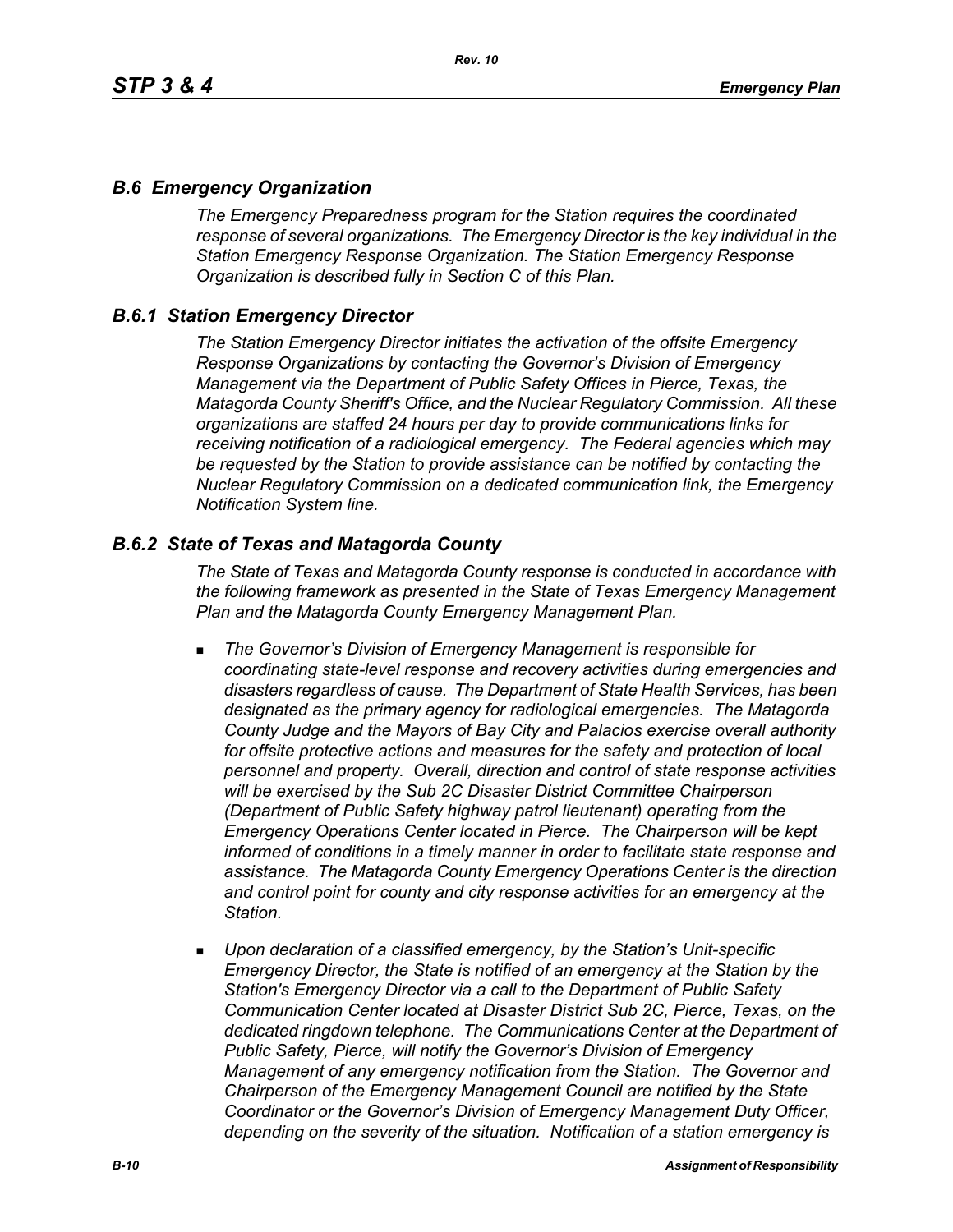## *B.6 Emergency Organization*

*The Emergency Preparedness program for the Station requires the coordinated response of several organizations. The Emergency Director is the key individual in the Station Emergency Response Organization. The Station Emergency Response Organization is described fully in Section C of this Plan.*

## *B.6.1 Station Emergency Director*

*The Station Emergency Director initiates the activation of the offsite Emergency Response Organizations by contacting the Governor's Division of Emergency Management via the Department of Public Safety Offices in Pierce, Texas, the Matagorda County Sheriff's Office, and the Nuclear Regulatory Commission. All these organizations are staffed 24 hours per day to provide communications links for receiving notification of a radiological emergency. The Federal agencies which may be requested by the Station to provide assistance can be notified by contacting the Nuclear Regulatory Commission on a dedicated communication link, the Emergency Notification System line.*

## *B.6.2 State of Texas and Matagorda County*

*The State of Texas and Matagorda County response is conducted in accordance with the following framework as presented in the State of Texas Emergency Management Plan and the Matagorda County Emergency Management Plan.*

- *The Governor's Division of Emergency Management is responsible for coordinating state-level response and recovery activities during emergencies and disasters regardless of cause. The Department of State Health Services, has been designated as the primary agency for radiological emergencies. The Matagorda County Judge and the Mayors of Bay City and Palacios exercise overall authority for offsite protective actions and measures for the safety and protection of local personnel and property. Overall, direction and control of state response activities will be exercised by the Sub 2C Disaster District Committee Chairperson (Department of Public Safety highway patrol lieutenant) operating from the Emergency Operations Center located in Pierce. The Chairperson will be kept informed of conditions in a timely manner in order to facilitate state response and assistance. The Matagorda County Emergency Operations Center is the direction and control point for county and city response activities for an emergency at the Station.*
- *Upon declaration of a classified emergency, by the Station's Unit-specific Emergency Director, the State is notified of an emergency at the Station by the Station's Emergency Director via a call to the Department of Public Safety Communication Center located at Disaster District Sub 2C, Pierce, Texas, on the dedicated ringdown telephone. The Communications Center at the Department of Public Safety, Pierce, will notify the Governor's Division of Emergency Management of any emergency notification from the Station. The Governor and Chairperson of the Emergency Management Council are notified by the State Coordinator or the Governor's Division of Emergency Management Duty Officer, depending on the severity of the situation. Notification of a station emergency is*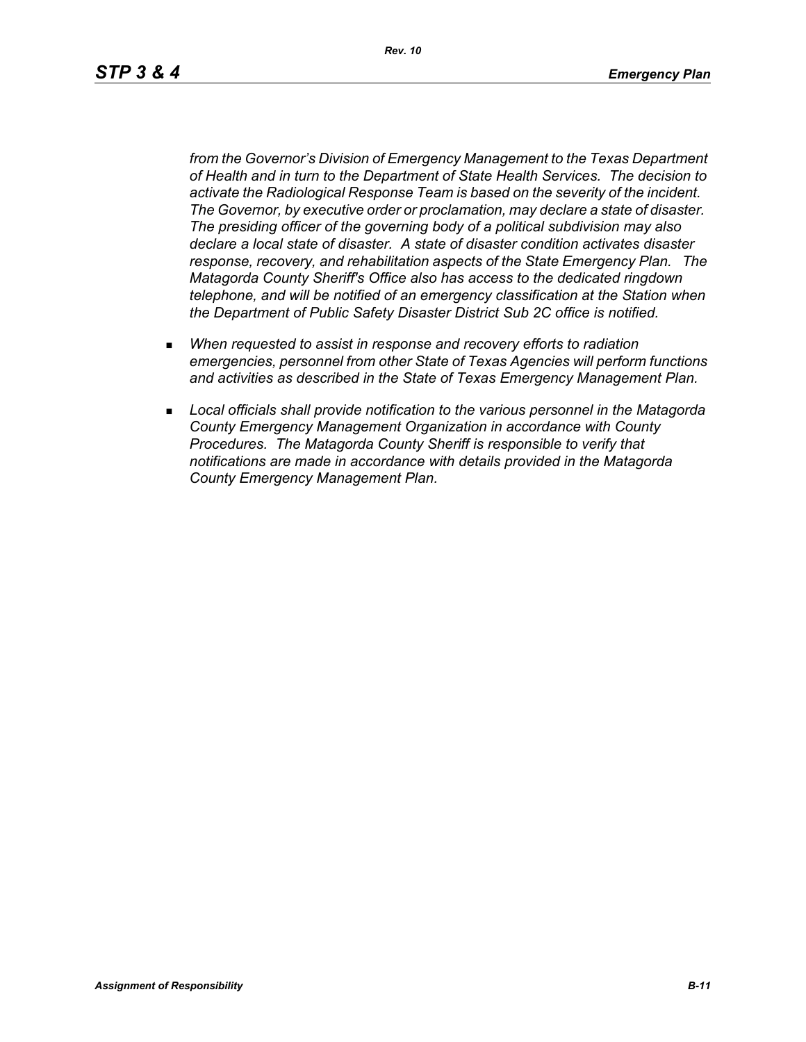*from the Governor's Division of Emergency Management to the Texas Department of Health and in turn to the Department of State Health Services. The decision to activate the Radiological Response Team is based on the severity of the incident. The Governor, by executive order or proclamation, may declare a state of disaster. The presiding officer of the governing body of a political subdivision may also declare a local state of disaster. A state of disaster condition activates disaster response, recovery, and rehabilitation aspects of the State Emergency Plan. The Matagorda County Sheriff's Office also has access to the dedicated ringdown telephone, and will be notified of an emergency classification at the Station when the Department of Public Safety Disaster District Sub 2C office is notified.*

- *When requested to assist in response and recovery efforts to radiation emergencies, personnel from other State of Texas Agencies will perform functions and activities as described in the State of Texas Emergency Management Plan.*
- *Local officials shall provide notification to the various personnel in the Matagorda County Emergency Management Organization in accordance with County Procedures. The Matagorda County Sheriff is responsible to verify that notifications are made in accordance with details provided in the Matagorda County Emergency Management Plan.*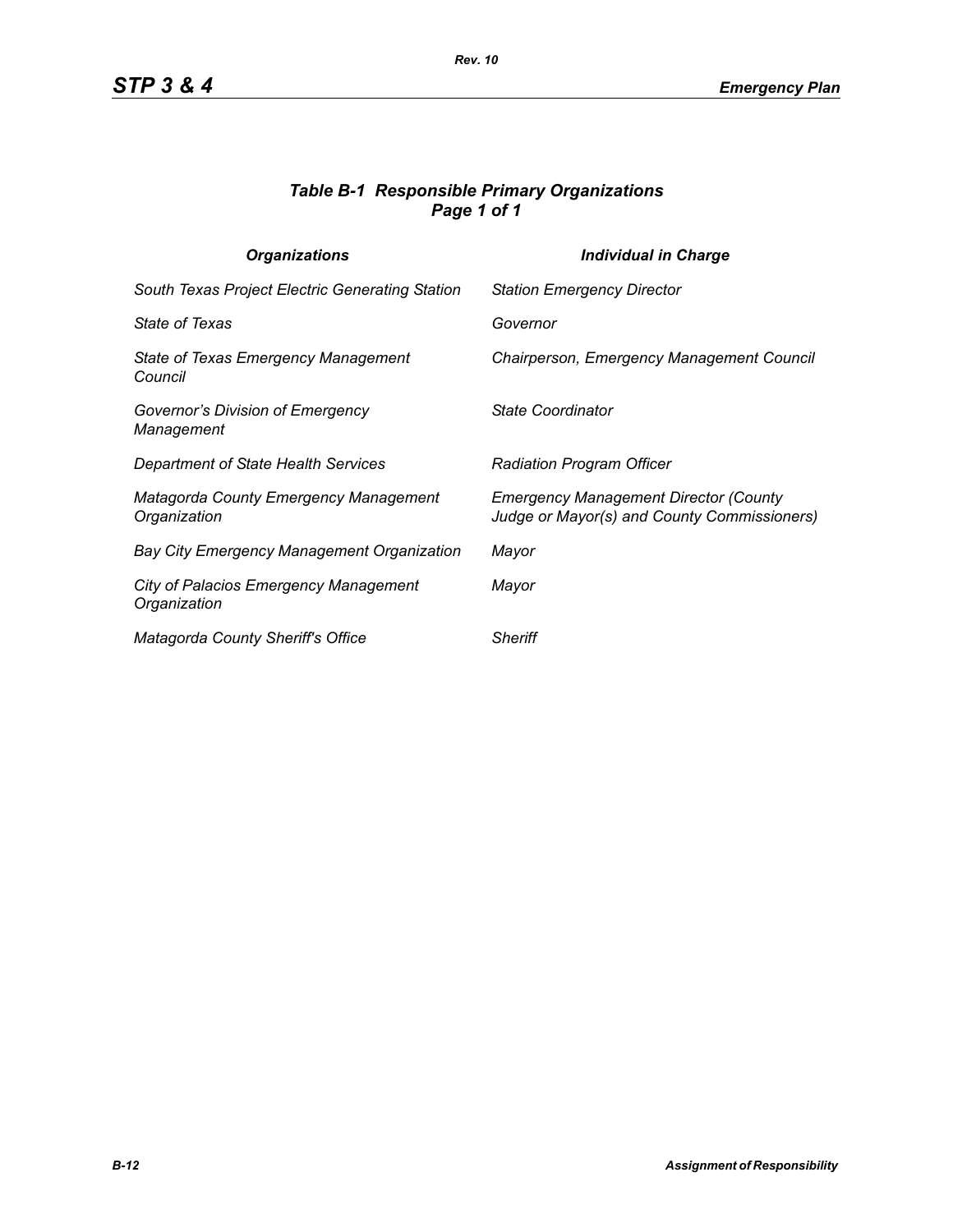### *Table B-1 Responsible Primary Organizations*
### *Page 1 of 1*

| *Organizations* | *Individual in Charge* |
|---|---|
| *South Texas Project Electric Generating Station* | *Station Emergency Director* |
| *State of Texas* | *Governor* |
| *State of Texas Emergency Management Council* | *Chairperson, Emergency Management Council* |
| *Governor's Division of Emergency Management* | *State Coordinator* |
| *Department of State Health Services* | *Radiation Program Officer* |
| *Matagorda County Emergency Management Organization* | *Emergency Management Director (County Judge or Mayor(s) and County Commissioners)* |
| *Bay City Emergency Management Organization* | *Mayor* |
| *City of Palacios Emergency Management Organization* | *Mayor* |
| *Matagorda County Sheriff's Office* | *Sheriff* |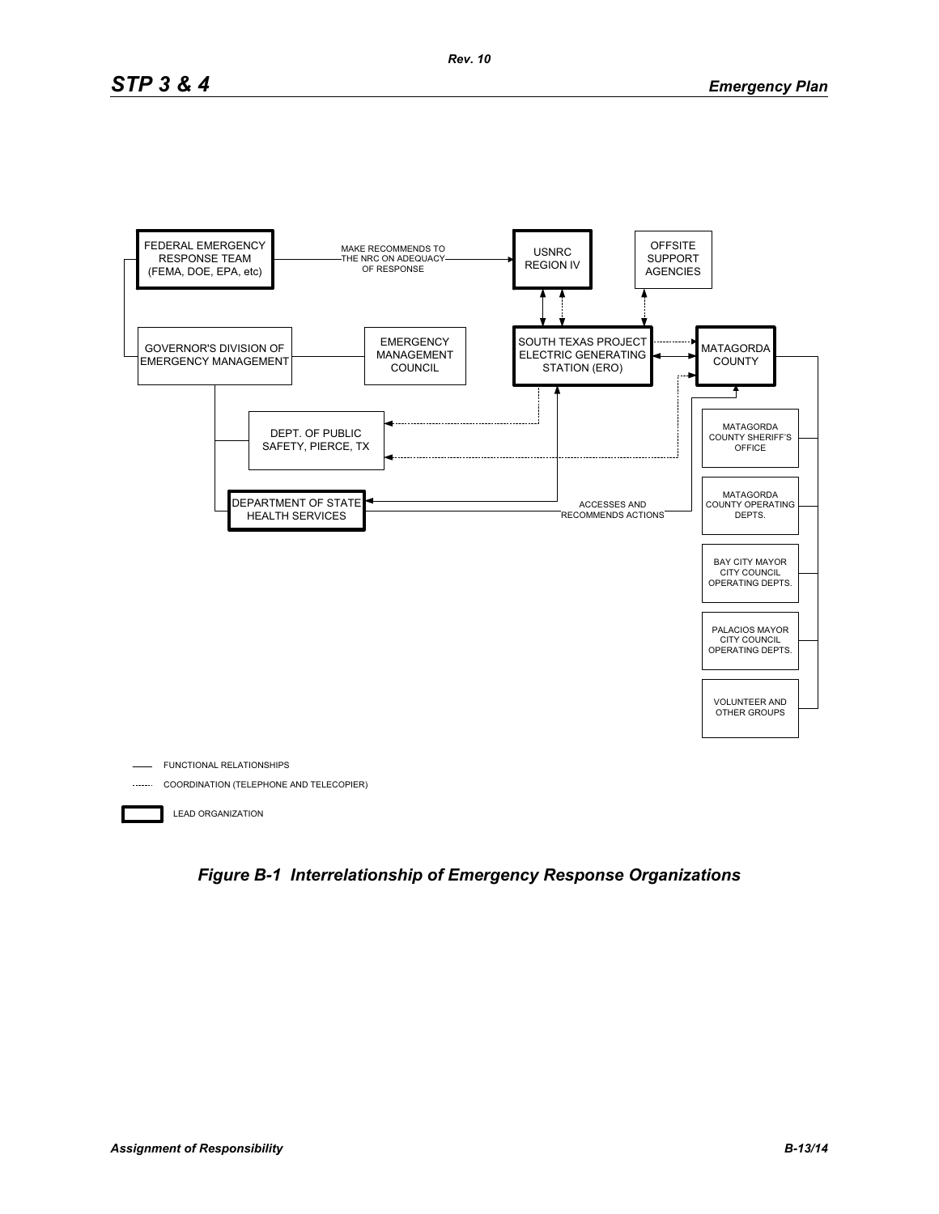FEDERAL EMERGENCY RESPONSE TEAM (FEMA, DOE, EPA, etc)

MAKE RECOMMENDS TO THE NRC ON ADEQUACY OF RESPONSE

USNRC REGION IV

OFFSITE SUPPORT AGENCIES

GOVERNOR'S DIVISION OF EMERGENCY MANAGEMENT

EMERGENCY MANAGEMENT COUNCIL

SOUTH TEXAS PROJECT ELECTRIC GENERATING STATION (ERO)

MATAGORDA COUNTY

DEPT. OF PUBLIC SAFETY, PIERCE, TX

MATAGORDA COUNTY SHERIFF'S OFFICE

DEPARTMENT OF STATE HEALTH SERVICES

ACCESSES AND RECOMMENDS ACTIONS

MATAGORDA COUNTY OPERATING DEPTS.

BAY CITY MAYOR CITY COUNCIL OPERATING DEPTS.

PALACIOS MAYOR CITY COUNCIL OPERATING DEPTS.

VOLUNTEER AND OTHER GROUPS

FUNCTIONAL RELATIONSHIPS

COORDINATION (TELEPHONE AND TELECOPIER)

LEAD ORGANIZATION

*Figure B-1 Interrelationship of Emergency Response Organizations*